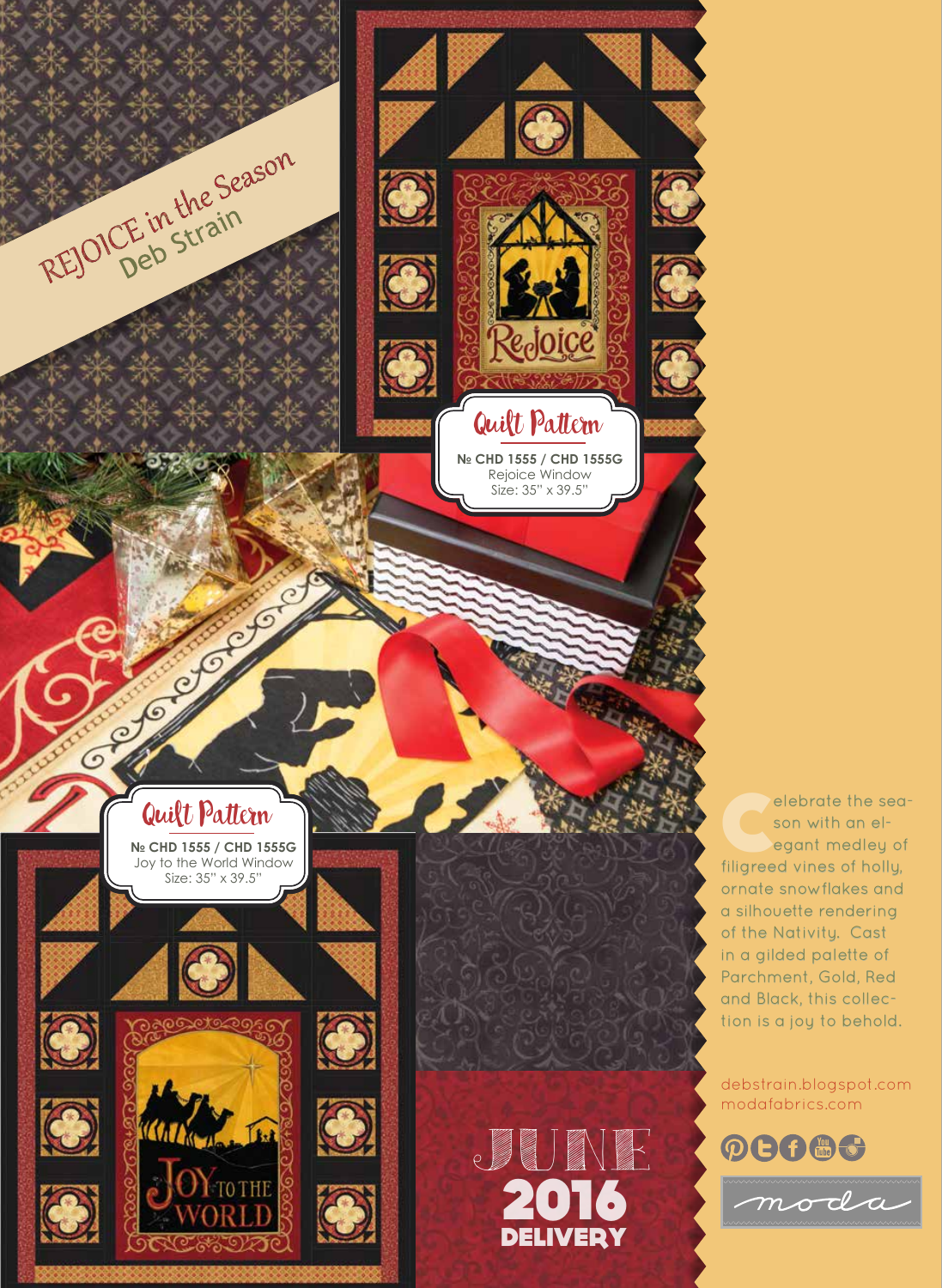# REJOICE in the Season
## Deb Strain

### Quilt Pattern

**№ CHD 1555 / CHD 1555G**
Rejoice Window
Size: 35" x 39.5"

### Quilt Pattern

**№ CHD 1555 / CHD 1555G**
Joy to the World Window
Size: 35" x 39.5"

Celebrate the season with an elegant medley of filigreed vines of holly, ornate snowflakes and a silhouette rendering of the Nativity. Cast in a gilded palette of Parchment, Gold, Red and Black, this collection is a joy to behold.

debstrain.blogspot.com
modafabrics.com

JUNE
**2016**
**DELIVERY**

moda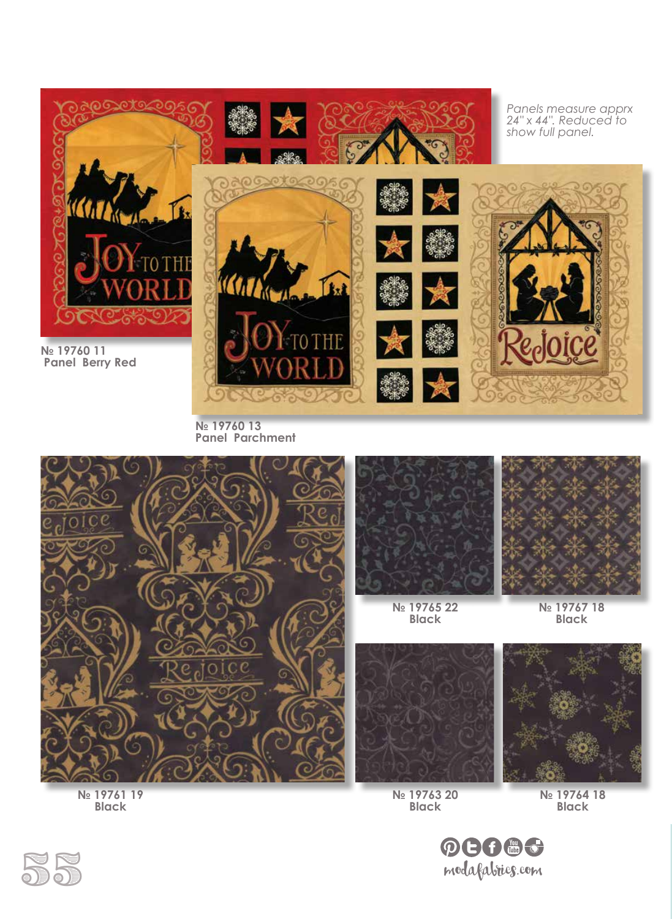*Panels measure apprx 24" x 44". Reduced to show full panel.*

**№ 19760 11**
**Panel Berry Red**

**№ 19760 13**
**Panel Parchment**

**№ 19765 22**
**Black**

**№ 19767 18**
**Black**

**№ 19761 19**
**Black**

**№ 19763 20**
**Black**

**№ 19764 18**
**Black**

modafabrics.com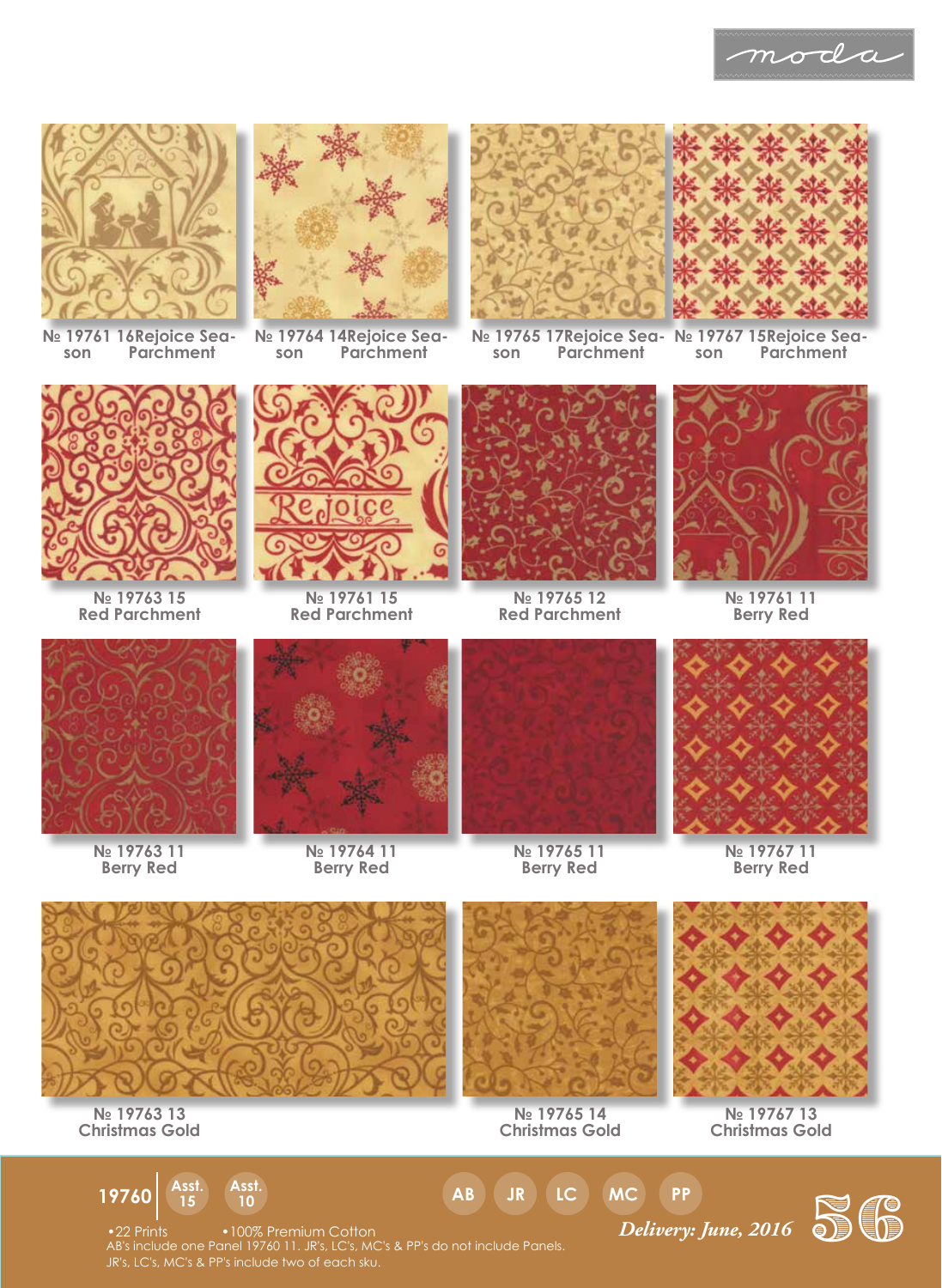moda

№ 19761 16Rejoice Season Parchment

№ 19764 14Rejoice Season Parchment

№ 19765 17Rejoice Season Parchment

№ 19767 15Rejoice Season Parchment

№ 19763 15
Red Parchment

№ 19761 15
Red Parchment

№ 19765 12
Red Parchment

№ 19761 11
Berry Red

№ 19763 11
Berry Red

№ 19764 11
Berry Red

№ 19765 11
Berry Red

№ 19767 11
Berry Red

№ 19763 13
Christmas Gold

№ 19765 14
Christmas Gold

№ 19767 13
Christmas Gold

19760 | Asst. 15 | Asst. 10

AB JR LC MC PP

- 22 Prints
- 100% Premium Cotton

AB's include one Panel 19760 11. JR's, LC's, MC's & PP's do not include Panels.
JR's, LC's, MC's & PP's include two of each sku.

*Delivery: June, 2016*